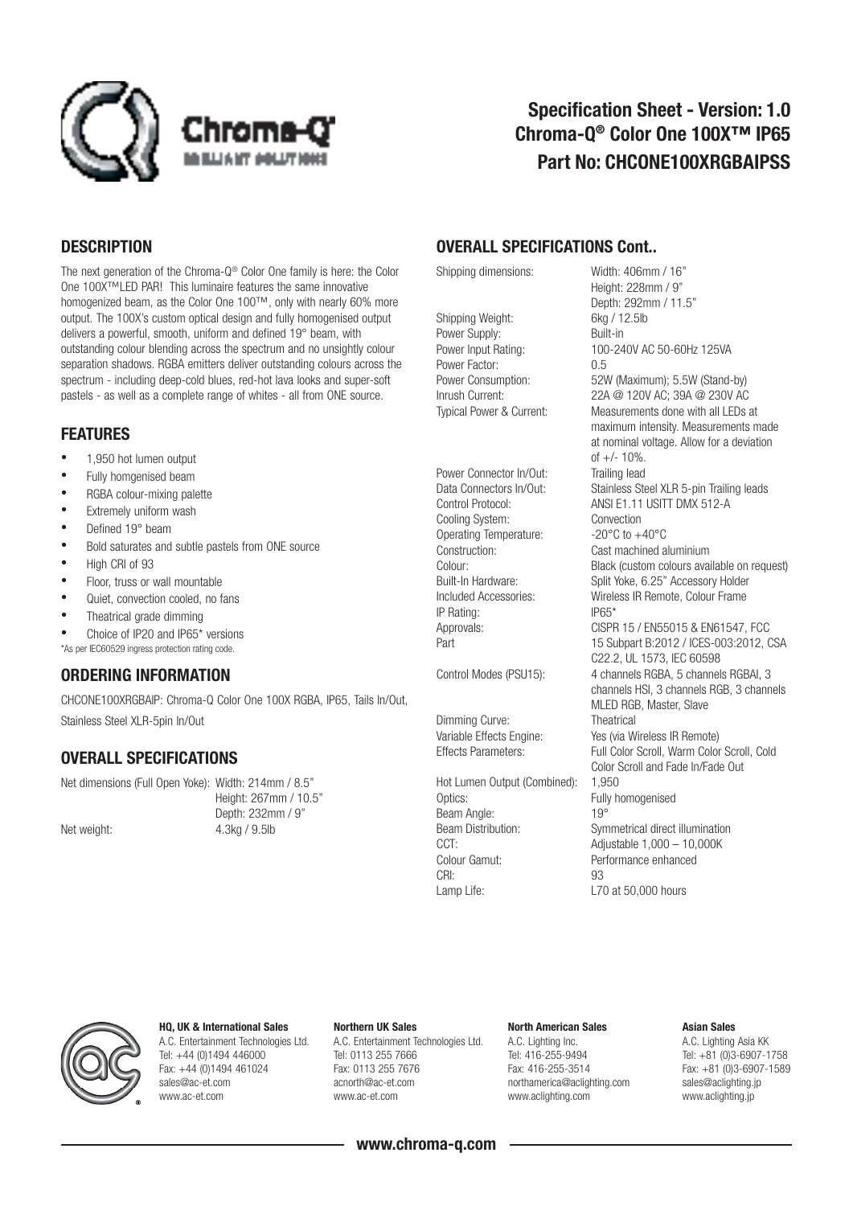# Specification Sheet - Version: 1.0
# Chroma-Q® Color One 100X™ IP65
# Part No: CHCONE100XRGBAIPSS

## DESCRIPTION

The next generation of the Chroma-Q® Color One family is here: the Color One 100X™LED PAR! This luminaire features the same innovative homogenized beam, as the Color One 100™, only with nearly 60% more output. The 100X's custom optical design and fully homogenised output delivers a powerful, smooth, uniform and defined 19° beam, with outstanding colour blending across the spectrum and no unsightly colour separation shadows. RGBA emitters deliver outstanding colours across the spectrum - including deep-cold blues, red-hot lava looks and super-soft pastels - as well as a complete range of whites - all from ONE source.

## FEATURES

- 1,950 hot lumen output
- Fully homgenised beam
- RGBA colour-mixing palette
- Extremely uniform wash
- Defined 19° beam
- Bold saturates and subtle pastels from ONE source
- High CRI of 93
- Floor, truss or wall mountable
- Quiet, convection cooled, no fans
- Theatrical grade dimming
- Choice of IP20 and IP65* versions

*As per IEC60529 ingress protection rating code.

## ORDERING INFORMATION

CHCONE100XRGBAIP: Chroma-Q Color One 100X RGBA, IP65, Tails In/Out, Stainless Steel XLR-5pin In/Out

## OVERALL SPECIFICATIONS

| | |
|---|---|
| Net dimensions (Full Open Yoke): | Width: 214mm / 8.5" <br> Height: 267mm / 10.5" <br> Depth: 232mm / 9" |
| Net weight: | 4.3kg / 9.5lb |

## OVERALL SPECIFICATIONS Cont..

| | |
|---|---|
| Shipping dimensions: | Width: 406mm / 16" <br> Height: 228mm / 9" <br> Depth: 292mm / 11.5" |
| Shipping Weight: | 6kg / 12.5lb |
| Power Supply: | Built-in |
| Power Input Rating: | 100-240V AC 50-60Hz 125VA |
| Power Factor: | 0.5 |
| Power Consumption: | 52W (Maximum); 5.5W (Stand-by) |
| Inrush Current: | 22A @ 120V AC; 39A @ 230V AC |
| Typical Power & Current: | Measurements done with all LEDs at maximum intensity. Measurements made at nominal voltage. Allow for a deviation of +/- 10%. |
| Power Connector In/Out: | Trailing lead |
| Data Connectors In/Out: | Stainless Steel XLR 5-pin Trailing leads |
| Control Protocol: | ANSI E1.11 USITT DMX 512-A |
| Cooling System: | Convection |
| Operating Temperature: | -20°C to +40°C |
| Construction: | Cast machined aluminium |
| Colour: | Black (custom colours available on request) |
| Built-In Hardware: | Split Yoke, 6.25" Accessory Holder |
| Included Accessories: | Wireless IR Remote, Colour Frame |
| IP Rating: | IP65* |
| Approvals: Part | CISPR 15 / EN55015 & EN61547, FCC 15 Subpart B:2012 / ICES-003:2012, CSA C22.2, UL 1573, IEC 60598 |
| Control Modes (PSU15): | 4 channels RGBA, 5 channels RGBAI, 3 channels HSI, 3 channels RGB, 3 channels MLED RGB, Master, Slave |
| Dimming Curve: | Theatrical |
| Variable Effects Engine: | Yes (via Wireless IR Remote) |
| Effects Parameters: | Full Color Scroll, Warm Color Scroll, Cold Color Scroll and Fade In/Fade Out |
| Hot Lumen Output (Combined): | 1,950 |
| Optics: | Fully homogenised |
| Beam Angle: | 19° |
| Beam Distribution: | Symmetrical direct illumination |
| CCT: | Adjustable 1,000 – 10,000K |
| Colour Gamut: | Performance enhanced |
| CRI: | 93 |
| Lamp Life: | L70 at 50,000 hours |

**HQ, UK & International Sales**
A.C. Entertainment Technologies Ltd.
Tel: +44 (0)1494 446000
Fax: +44 (0)1494 461024
sales@ac-et.com
www.ac-et.com

**Northern UK Sales**
A.C. Entertainment Technologies Ltd.
Tel: 0113 255 7666
Fax: 0113 255 7676
acnorth@ac-et.com
www.ac-et.com

**North American Sales**
A.C. Lighting Inc.
Tel: 416-255-9494
Fax: 416-255-3514
northamerica@aclighting.com
www.aclighting.com

**Asian Sales**
A.C. Lighting Asia KK
Tel: +81 (0)3-6907-1758
Fax: +81 (0)3-6907-1589
sales@aclighting.jp
www.aclighting.jp

**www.chroma-q.com**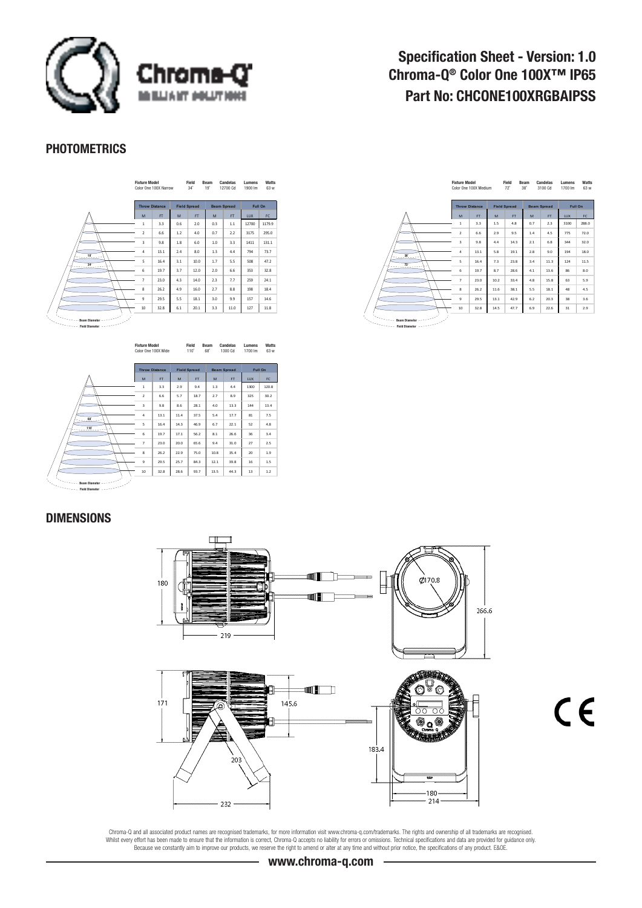# Specification Sheet - Version: 1.0
# Chroma-Q® Color One 100X™ IP65
# Part No: CHCONE100XRGBAIPSS

## PHOTOMETRICS

| Fixture Model | Field | Beam | Candelas | Lumens | Watts |
|---|---|---|---|---|---|
| Color One 100X Narrow | 34˚ | 19˚ | 12700 Cd | 1900 lm | 63 w |

| Throw Distance | | Field Spread | | Beam Spread | | Full On | |
|---|---|---|---|---|---|---|---|
| M | FT | M | FT | M | FT | LUX | FC |
| 1 | 3.3 | 0.6 | 2.0 | 0.3 | 1.1 | 12700 | 1179.9 |
| 2 | 6.6 | 1.2 | 4.0 | 0.7 | 2.2 | 3175 | 295.0 |
| 3 | 9.8 | 1.8 | 6.0 | 1.0 | 3.3 | 1411 | 131.1 |
| 4 | 13.1 | 2.4 | 8.0 | 1.3 | 4.4 | 794 | 73.7 |
| 5 | 16.4 | 3.1 | 10.0 | 1.7 | 5.5 | 508 | 47.2 |
| 6 | 19.7 | 3.7 | 12.0 | 2.0 | 6.6 | 353 | 32.8 |
| 7 | 23.0 | 4.3 | 14.0 | 2.3 | 7.7 | 259 | 24.1 |
| 8 | 26.2 | 4.9 | 16.0 | 2.7 | 8.8 | 198 | 18.4 |
| 9 | 29.5 | 5.5 | 18.1 | 3.0 | 9.9 | 157 | 14.6 |
| 10 | 32.8 | 6.1 | 20.1 | 3.3 | 11.0 | 127 | 11.8 |

19˚
34˚
Beam Diameter
Field Diameter

| Fixture Model | Field | Beam | Candelas | Lumens | Watts |
|---|---|---|---|---|---|
| Color One 100X Medium | 72˚ | 38˚ | 3100 Cd | 1700 lm | 63 w |

| Throw Distance | | Field Spread | | Beam Spread | | Full On | |
|---|---|---|---|---|---|---|---|
| M | FT | M | FT | M | FT | LUX | FC |
| 1 | 3.3 | 1.5 | 4.8 | 0.7 | 2.3 | 3100 | 288.0 |
| 2 | 6.6 | 2.9 | 9.5 | 1.4 | 4.5 | 775 | 72.0 |
| 3 | 9.8 | 4.4 | 14.3 | 2.1 | 6.8 | 344 | 32.0 |
| 4 | 13.1 | 5.8 | 19.1 | 2.8 | 9.0 | 194 | 18.0 |
| 5 | 16.4 | 7.3 | 23.8 | 3.4 | 11.3 | 124 | 11.5 |
| 6 | 19.7 | 8.7 | 28.6 | 4.1 | 13.6 | 86 | 8.0 |
| 7 | 23.0 | 10.2 | 33.4 | 4.8 | 15.8 | 63 | 5.9 |
| 8 | 26.2 | 11.6 | 38.1 | 5.5 | 18.1 | 48 | 4.5 |
| 9 | 29.5 | 13.1 | 42.9 | 6.2 | 20.3 | 38 | 3.6 |
| 10 | 32.8 | 14.5 | 47.7 | 6.9 | 22.6 | 31 | 2.9 |

38˚
72˚
Beam Diameter
Field Diameter

| Fixture Model | Field | Beam | Candelas | Lumens | Watts |
|---|---|---|---|---|---|
| Color One 100X Wide | 110˚ | 68˚ | 1300 Cd | 1700 lm | 63 w |

| Throw Distance | | Field Spread | | Beam Spread | | Full On | |
|---|---|---|---|---|---|---|---|
| M | FT | M | FT | M | FT | LUX | FC |
| 1 | 3.3 | 2.9 | 9.4 | 1.3 | 4.4 | 1300 | 120.8 |
| 2 | 6.6 | 5.7 | 18.7 | 2.7 | 8.9 | 325 | 30.2 |
| 3 | 9.8 | 8.6 | 28.1 | 4.0 | 13.3 | 144 | 13.4 |
| 4 | 13.1 | 11.4 | 37.5 | 5.4 | 17.7 | 81 | 7.5 |
| 5 | 16.4 | 14.3 | 46.9 | 6.7 | 22.1 | 52 | 4.8 |
| 6 | 19.7 | 17.1 | 56.2 | 8.1 | 26.6 | 36 | 3.4 |
| 7 | 23.0 | 20.0 | 65.6 | 9.4 | 31.0 | 27 | 2.5 |
| 8 | 26.2 | 22.9 | 75.0 | 10.8 | 35.4 | 20 | 1.9 |
| 9 | 29.5 | 25.7 | 84.3 | 12.1 | 39.8 | 16 | 1.5 |
| 10 | 32.8 | 28.6 | 93.7 | 13.5 | 44.3 | 13 | 1.2 |

68˚
110˚
Beam Diameter
Field Diameter

## DIMENSIONS

180
219
Ø170.8
266.6
171
145.6
203
232
183.4
180
214

Chroma-Q and all associated product names are recognised trademarks, for more information visit www.chroma-q.com/trademarks. The rights and ownership of all trademarks are recognised.
Whilst every effort has been made to ensure that the information is correct, Chroma-Q accepts no liability for errors or omissions. Technical specifications and data are provided for guidance only.
Because we constantly aim to improve our products, we reserve the right to amend or alter at any time and without prior notice, the specifications of any product. E&OE.

**www.chroma-q.com**